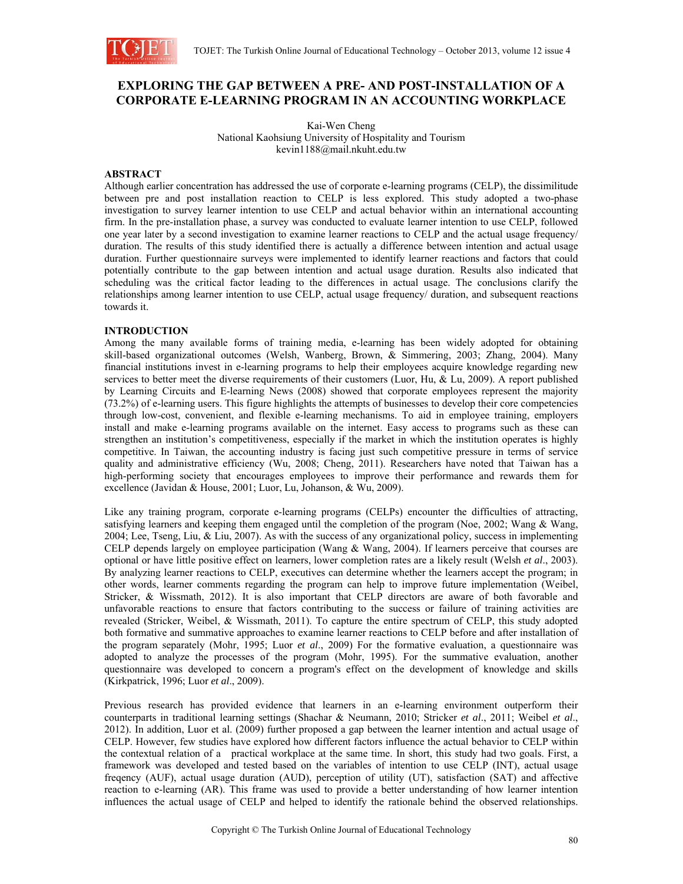# EXPLORING THE GAP BETWEEN A PRE- AND POST-INSTALLATION OF A CORPORATE E-LEARNING PROGRAM IN AN ACCOUNTING WORKPLACE

Kai-Wen Cheng
National Kaohsiung University of Hospitality and Tourism
kevin1188@mail.nkuht.edu.tw

## ABSTRACT

Although earlier concentration has addressed the use of corporate e-learning programs (CELP), the dissimilitude between pre and post installation reaction to CELP is less explored. This study adopted a two-phase investigation to survey learner intention to use CELP and actual behavior within an international accounting firm. In the pre-installation phase, a survey was conducted to evaluate learner intention to use CELP, followed one year later by a second investigation to examine learner reactions to CELP and the actual usage frequency/ duration. The results of this study identified there is actually a difference between intention and actual usage duration. Further questionnaire surveys were implemented to identify learner reactions and factors that could potentially contribute to the gap between intention and actual usage duration. Results also indicated that scheduling was the critical factor leading to the differences in actual usage. The conclusions clarify the relationships among learner intention to use CELP, actual usage frequency/ duration, and subsequent reactions towards it.

## INTRODUCTION

Among the many available forms of training media, e-learning has been widely adopted for obtaining skill-based organizational outcomes (Welsh, Wanberg, Brown, & Simmering, 2003; Zhang, 2004). Many financial institutions invest in e-learning programs to help their employees acquire knowledge regarding new services to better meet the diverse requirements of their customers (Luor, Hu, & Lu, 2009). A report published by Learning Circuits and E-learning News (2008) showed that corporate employees represent the majority (73.2%) of e-learning users. This figure highlights the attempts of businesses to develop their core competencies through low-cost, convenient, and flexible e-learning mechanisms. To aid in employee training, employers install and make e-learning programs available on the internet. Easy access to programs such as these can strengthen an institution's competitiveness, especially if the market in which the institution operates is highly competitive. In Taiwan, the accounting industry is facing just such competitive pressure in terms of service quality and administrative efficiency (Wu, 2008; Cheng, 2011). Researchers have noted that Taiwan has a high-performing society that encourages employees to improve their performance and rewards them for excellence (Javidan & House, 2001; Luor, Lu, Johanson, & Wu, 2009).

Like any training program, corporate e-learning programs (CELPs) encounter the difficulties of attracting, satisfying learners and keeping them engaged until the completion of the program (Noe, 2002; Wang & Wang, 2004; Lee, Tseng, Liu, & Liu, 2007). As with the success of any organizational policy, success in implementing CELP depends largely on employee participation (Wang & Wang, 2004). If learners perceive that courses are optional or have little positive effect on learners, lower completion rates are a likely result (Welsh *et al*., 2003). By analyzing learner reactions to CELP, executives can determine whether the learners accept the program; in other words, learner comments regarding the program can help to improve future implementation (Weibel, Stricker, & Wissmath, 2012). It is also important that CELP directors are aware of both favorable and unfavorable reactions to ensure that factors contributing to the success or failure of training activities are revealed (Stricker, Weibel, & Wissmath, 2011). To capture the entire spectrum of CELP, this study adopted both formative and summative approaches to examine learner reactions to CELP before and after installation of the program separately (Mohr, 1995; Luor *et al*., 2009) For the formative evaluation, a questionnaire was adopted to analyze the processes of the program (Mohr, 1995). For the summative evaluation, another questionnaire was developed to concern a program's effect on the development of knowledge and skills (Kirkpatrick, 1996; Luor *et al*., 2009).

Previous research has provided evidence that learners in an e-learning environment outperform their counterparts in traditional learning settings (Shachar & Neumann, 2010; Stricker *et al*., 2011; Weibel *et al*., 2012). In addition, Luor et al. (2009) further proposed a gap between the learner intention and actual usage of CELP. However, few studies have explored how different factors influence the actual behavior to CELP within the contextual relation of a practical workplace at the same time. In short, this study had two goals. First, a framework was developed and tested based on the variables of intention to use CELP (INT), actual usage freqency (AUF), actual usage duration (AUD), perception of utility (UT), satisfaction (SAT) and affective reaction to e-learning (AR). This frame was used to provide a better understanding of how learner intention influences the actual usage of CELP and helped to identify the rationale behind the observed relationships.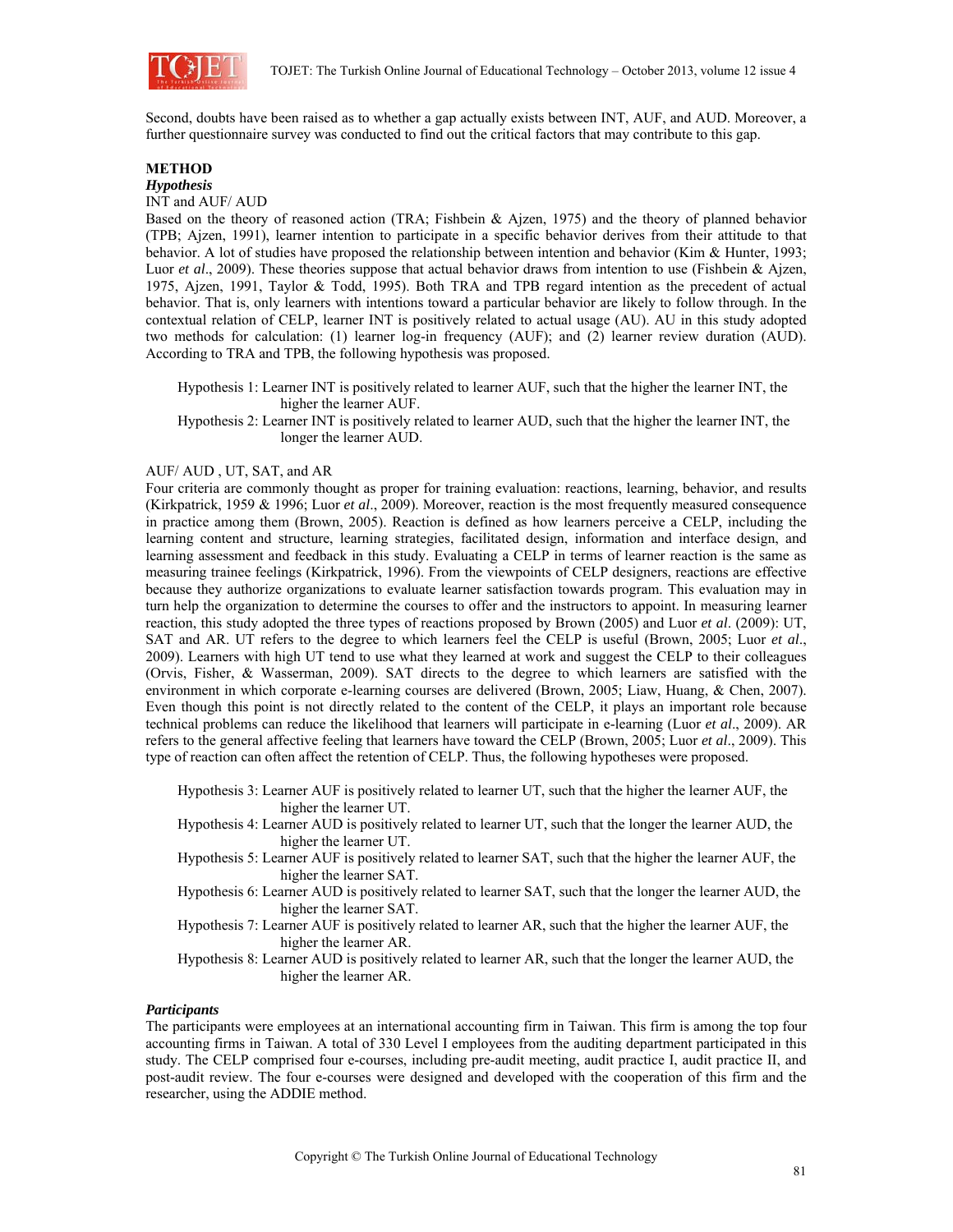Second, doubts have been raised as to whether a gap actually exists between INT, AUF, and AUD. Moreover, a further questionnaire survey was conducted to find out the critical factors that may contribute to this gap.

## METHOD

### *Hypothesis*

INT and AUF/ AUD

Based on the theory of reasoned action (TRA; Fishbein & Ajzen, 1975) and the theory of planned behavior (TPB; Ajzen, 1991), learner intention to participate in a specific behavior derives from their attitude to that behavior. A lot of studies have proposed the relationship between intention and behavior (Kim & Hunter, 1993; Luor *et al*., 2009). These theories suppose that actual behavior draws from intention to use (Fishbein & Ajzen, 1975, Ajzen, 1991, Taylor & Todd, 1995). Both TRA and TPB regard intention as the precedent of actual behavior. That is, only learners with intentions toward a particular behavior are likely to follow through. In the contextual relation of CELP, learner INT is positively related to actual usage (AU). AU in this study adopted two methods for calculation: (1) learner log-in frequency (AUF); and (2) learner review duration (AUD). According to TRA and TPB, the following hypothesis was proposed.

> Hypothesis 1: Learner INT is positively related to learner AUF, such that the higher the learner INT, the higher the learner AUF.
>
> Hypothesis 2: Learner INT is positively related to learner AUD, such that the higher the learner INT, the longer the learner AUD.

AUF/ AUD , UT, SAT, and AR

Four criteria are commonly thought as proper for training evaluation: reactions, learning, behavior, and results (Kirkpatrick, 1959 & 1996; Luor *et al*., 2009). Moreover, reaction is the most frequently measured consequence in practice among them (Brown, 2005). Reaction is defined as how learners perceive a CELP, including the learning content and structure, learning strategies, facilitated design, information and interface design, and learning assessment and feedback in this study. Evaluating a CELP in terms of learner reaction is the same as measuring trainee feelings (Kirkpatrick, 1996). From the viewpoints of CELP designers, reactions are effective because they authorize organizations to evaluate learner satisfaction towards program. This evaluation may in turn help the organization to determine the courses to offer and the instructors to appoint. In measuring learner reaction, this study adopted the three types of reactions proposed by Brown (2005) and Luor *et al.* (2009): UT, SAT and AR. UT refers to the degree to which learners feel the CELP is useful (Brown, 2005; Luor *et al*., 2009). Learners with high UT tend to use what they learned at work and suggest the CELP to their colleagues (Orvis, Fisher, & Wasserman, 2009). SAT directs to the degree to which learners are satisfied with the environment in which corporate e-learning courses are delivered (Brown, 2005; Liaw, Huang, & Chen, 2007). Even though this point is not directly related to the content of the CELP, it plays an important role because technical problems can reduce the likelihood that learners will participate in e-learning (Luor *et al*., 2009). AR refers to the general affective feeling that learners have toward the CELP (Brown, 2005; Luor *et al*., 2009). This type of reaction can often affect the retention of CELP. Thus, the following hypotheses were proposed.

> Hypothesis 3: Learner AUF is positively related to learner UT, such that the higher the learner AUF, the higher the learner UT.
>
> Hypothesis 4: Learner AUD is positively related to learner UT, such that the longer the learner AUD, the higher the learner UT.
>
> Hypothesis 5: Learner AUF is positively related to learner SAT, such that the higher the learner AUF, the higher the learner SAT.
>
> Hypothesis 6: Learner AUD is positively related to learner SAT, such that the longer the learner AUD, the higher the learner SAT.
>
> Hypothesis 7: Learner AUF is positively related to learner AR, such that the higher the learner AUF, the higher the learner AR.
>
> Hypothesis 8: Learner AUD is positively related to learner AR, such that the longer the learner AUD, the higher the learner AR.

### *Participants*

The participants were employees at an international accounting firm in Taiwan. This firm is among the top four accounting firms in Taiwan. A total of 330 Level I employees from the auditing department participated in this study. The CELP comprised four e-courses, including pre-audit meeting, audit practice I, audit practice II, and post-audit review. The four e-courses were designed and developed with the cooperation of this firm and the researcher, using the ADDIE method.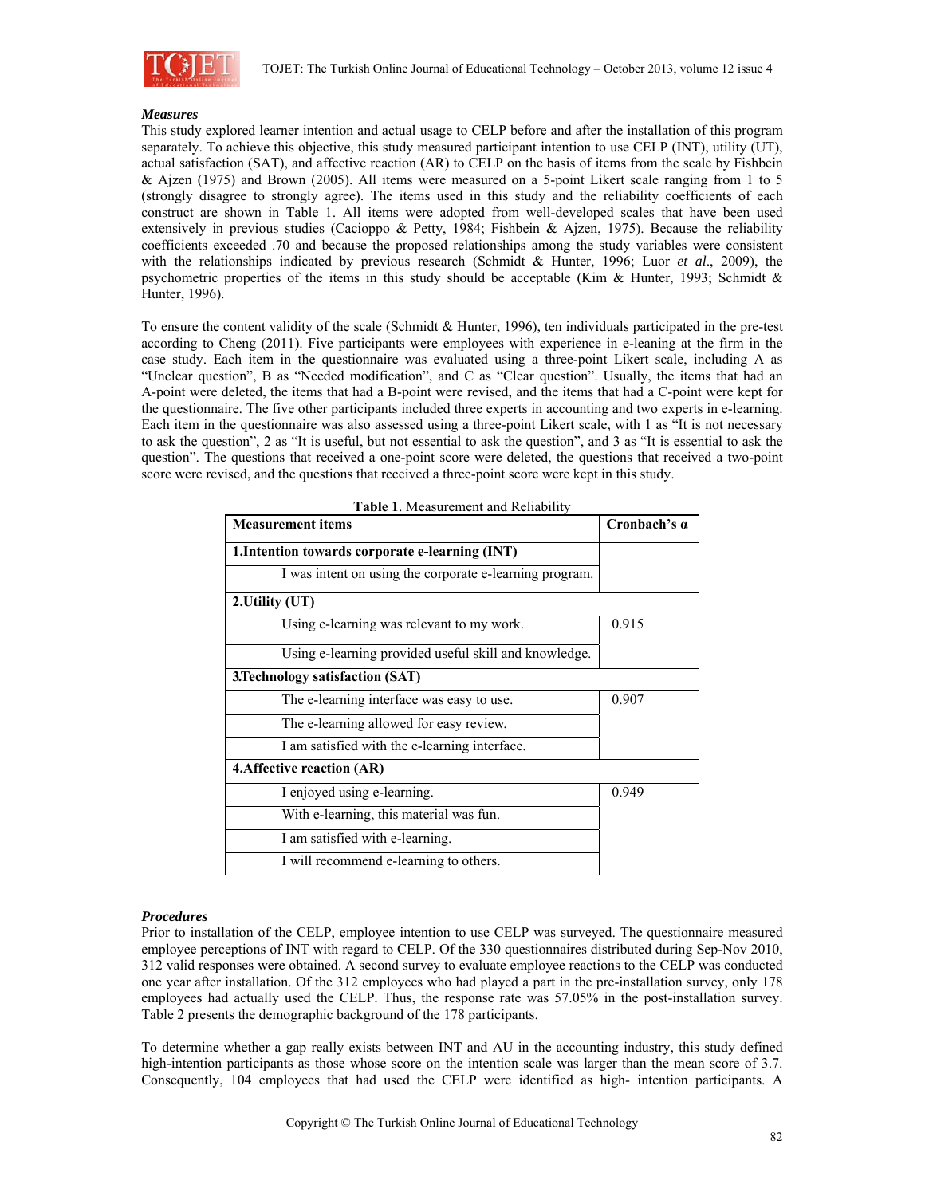### *Measures*

This study explored learner intention and actual usage to CELP before and after the installation of this program separately. To achieve this objective, this study measured participant intention to use CELP (INT), utility (UT), actual satisfaction (SAT), and affective reaction (AR) to CELP on the basis of items from the scale by Fishbein & Ajzen (1975) and Brown (2005). All items were measured on a 5-point Likert scale ranging from 1 to 5 (strongly disagree to strongly agree). The items used in this study and the reliability coefficients of each construct are shown in Table 1. All items were adopted from well-developed scales that have been used extensively in previous studies (Cacioppo & Petty, 1984; Fishbein & Ajzen, 1975). Because the reliability coefficients exceeded .70 and because the proposed relationships among the study variables were consistent with the relationships indicated by previous research (Schmidt & Hunter, 1996; Luor *et al*., 2009), the psychometric properties of the items in this study should be acceptable (Kim & Hunter, 1993; Schmidt & Hunter, 1996).

To ensure the content validity of the scale (Schmidt & Hunter, 1996), ten individuals participated in the pre-test according to Cheng (2011). Five participants were employees with experience in e-leaning at the firm in the case study. Each item in the questionnaire was evaluated using a three-point Likert scale, including A as "Unclear question", B as "Needed modification", and C as "Clear question". Usually, the items that had an A-point were deleted, the items that had a B-point were revised, and the items that had a C-point were kept for the questionnaire. The five other participants included three experts in accounting and two experts in e-learning. Each item in the questionnaire was also assessed using a three-point Likert scale, with 1 as "It is not necessary to ask the question", 2 as "It is useful, but not essential to ask the question", and 3 as "It is essential to ask the question". The questions that received a one-point score were deleted, the questions that received a two-point score were revised, and the questions that received a three-point score were kept in this study.

**Table 1**. Measurement and Reliability

| Measurement items | | Cronbach's α |
|---|---|---|
| **1.Intention towards corporate e-learning (INT)** | | |
| | I was intent on using the corporate e-learning program. | |
| **2.Utility (UT)** | | |
| | Using e-learning was relevant to my work. | 0.915 |
| | Using e-learning provided useful skill and knowledge. | |
| **3.Technology satisfaction (SAT)** | | |
| | The e-learning interface was easy to use. | 0.907 |
| | The e-learning allowed for easy review. | |
| | I am satisfied with the e-learning interface. | |
| **4.Affective reaction (AR)** | | |
| | I enjoyed using e-learning. | 0.949 |
| | With e-learning, this material was fun. | |
| | I am satisfied with e-learning. | |
| | I will recommend e-learning to others. | |

### *Procedures*

Prior to installation of the CELP, employee intention to use CELP was surveyed. The questionnaire measured employee perceptions of INT with regard to CELP. Of the 330 questionnaires distributed during Sep-Nov 2010, 312 valid responses were obtained. A second survey to evaluate employee reactions to the CELP was conducted one year after installation. Of the 312 employees who had played a part in the pre-installation survey, only 178 employees had actually used the CELP. Thus, the response rate was 57.05% in the post-installation survey. Table 2 presents the demographic background of the 178 participants.

To determine whether a gap really exists between INT and AU in the accounting industry, this study defined high-intention participants as those whose score on the intention scale was larger than the mean score of 3.7. Consequently, 104 employees that had used the CELP were identified as high- intention participants. A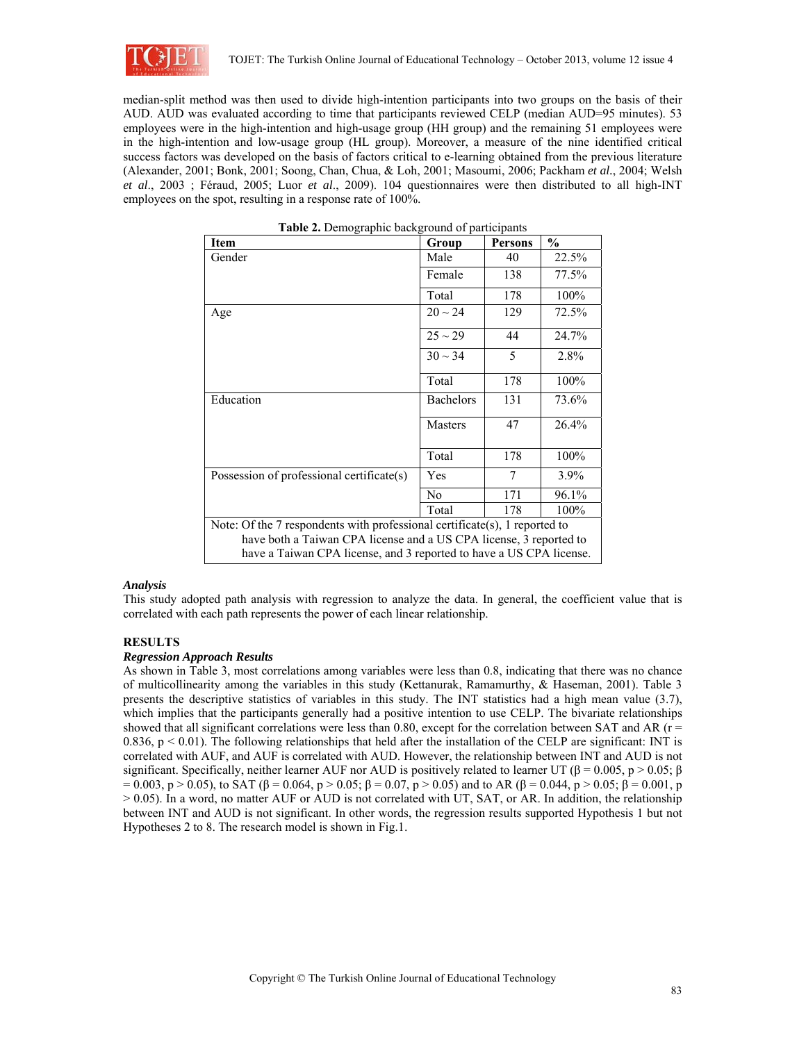median-split method was then used to divide high-intention participants into two groups on the basis of their AUD. AUD was evaluated according to time that participants reviewed CELP (median AUD=95 minutes). 53 employees were in the high-intention and high-usage group (HH group) and the remaining 51 employees were in the high-intention and low-usage group (HL group). Moreover, a measure of the nine identified critical success factors was developed on the basis of factors critical to e-learning obtained from the previous literature (Alexander, 2001; Bonk, 2001; Soong, Chan, Chua, & Loh, 2001; Masoumi, 2006; Packham *et al*., 2004; Welsh *et al*., 2003 ; Féraud, 2005; Luor *et al*., 2009). 104 questionnaires were then distributed to all high-INT employees on the spot, resulting in a response rate of 100%.

**Table 2.** Demographic background of participants

| Item | Group | Persons | % |
|---|---|---|---|
| Gender | Male | 40 | 22.5% |
| | Female | 138 | 77.5% |
| | Total | 178 | 100% |
| Age | 20 ~ 24 | 129 | 72.5% |
| | 25 ~ 29 | 44 | 24.7% |
| | 30 ~ 34 | 5 | 2.8% |
| | Total | 178 | 100% |
| Education | Bachelors | 131 | 73.6% |
| | Masters | 47 | 26.4% |
| | Total | 178 | 100% |
| Possession of professional certificate(s) | Yes | 7 | 3.9% |
| | No | 171 | 96.1% |
| | Total | 178 | 100% |
| Note: Of the 7 respondents with professional certificate(s), 1 reported to have both a Taiwan CPA license and a US CPA license, 3 reported to have a Taiwan CPA license, and 3 reported to have a US CPA license. | | | |

***Analysis***

This study adopted path analysis with regression to analyze the data. In general, the coefficient value that is correlated with each path represents the power of each linear relationship.

## RESULTS

***Regression Approach Results***

As shown in Table 3, most correlations among variables were less than 0.8, indicating that there was no chance of multicollinearity among the variables in this study (Kettanurak, Ramamurthy, & Haseman, 2001). Table 3 presents the descriptive statistics of variables in this study. The INT statistics had a high mean value (3.7), which implies that the participants generally had a positive intention to use CELP. The bivariate relationships showed that all significant correlations were less than 0.80, except for the correlation between SAT and AR ($r = 0.836$, $p < 0.01$). The following relationships that held after the installation of the CELP are significant: INT is correlated with AUF, and AUF is correlated with AUD. However, the relationship between INT and AUD is not significant. Specifically, neither learner AUF nor AUD is positively related to learner UT ($\beta = 0.005$, $p > 0.05$; $\beta = 0.003$, $p > 0.05$), to SAT ($\beta = 0.064$, $p > 0.05$; $\beta = 0.07$, $p > 0.05$) and to AR ($\beta = 0.044$, $p > 0.05$; $\beta = 0.001$, $p > 0.05$). In a word, no matter AUF or AUD is not correlated with UT, SAT, or AR. In addition, the relationship between INT and AUD is not significant. In other words, the regression results supported Hypothesis 1 but not Hypotheses 2 to 8. The research model is shown in Fig.1.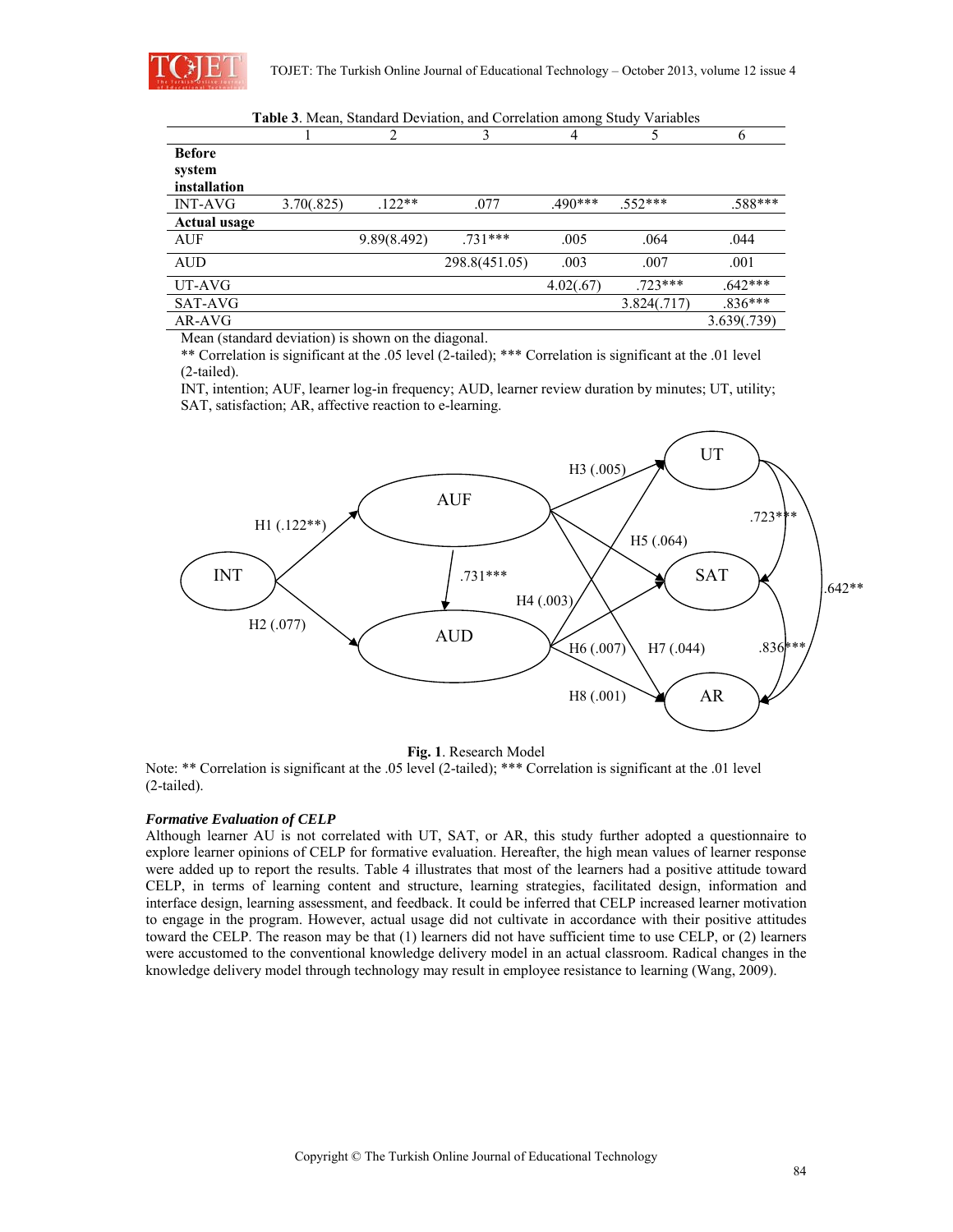**Table 3**. Mean, Standard Deviation, and Correlation among Study Variables

| | 1 | 2 | 3 | 4 | 5 | 6 |
|---|---|---|---|---|---|---|
| **Before system installation** | | | | | | |
| INT-AVG | 3.70(.825) | .122** | .077 | .490*** | .552*** | .588*** |
| **Actual usage** | | | | | | |
| AUF | | 9.89(8.492) | .731*** | .005 | .064 | .044 |
| AUD | | | 298.8(451.05) | .003 | .007 | .001 |
| UT-AVG | | | | 4.02(.67) | .723*** | .642*** |
| SAT-AVG | | | | | 3.824(.717) | .836*** |
| AR-AVG | | | | | | 3.639(.739) |

Mean (standard deviation) is shown on the diagonal.
** Correlation is significant at the .05 level (2-tailed); *** Correlation is significant at the .01 level (2-tailed).
INT, intention; AUF, learner log-in frequency; AUD, learner review duration by minutes; UT, utility; SAT, satisfaction; AR, affective reaction to e-learning.

**Fig. 1**. Research Model

Note: ** Correlation is significant at the .05 level (2-tailed); *** Correlation is significant at the .01 level (2-tailed).

***Formative Evaluation of CELP***

Although learner AU is not correlated with UT, SAT, or AR, this study further adopted a questionnaire to explore learner opinions of CELP for formative evaluation. Hereafter, the high mean values of learner response were added up to report the results. Table 4 illustrates that most of the learners had a positive attitude toward CELP, in terms of learning content and structure, learning strategies, facilitated design, information and interface design, learning assessment, and feedback. It could be inferred that CELP increased learner motivation to engage in the program. However, actual usage did not cultivate in accordance with their positive attitudes toward the CELP. The reason may be that (1) learners did not have sufficient time to use CELP, or (2) learners were accustomed to the conventional knowledge delivery model in an actual classroom. Radical changes in the knowledge delivery model through technology may result in employee resistance to learning (Wang, 2009).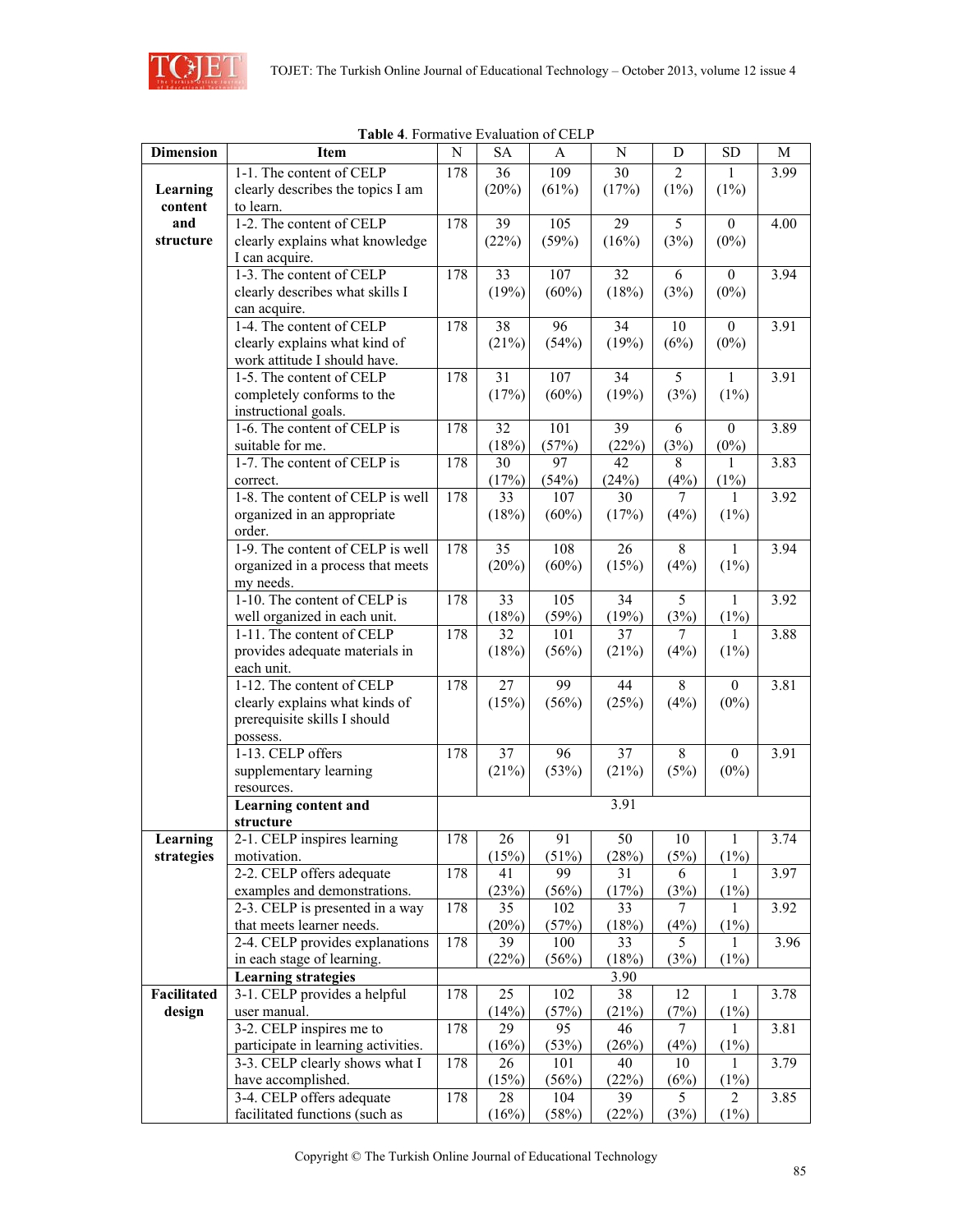**Table 4**. Formative Evaluation of CELP

| Dimension | Item | N | SA | A | N | D | SD | M |
|---|---|---|---|---|---|---|---|---|
| Learning content and structure | 1-1. The content of CELP clearly describes the topics I am to learn. | 178 | 36 (20%) | 109 (61%) | 30 (17%) | 2 (1%) | 1 (1%) | 3.99 |
| | 1-2. The content of CELP clearly explains what knowledge I can acquire. | 178 | 39 (22%) | 105 (59%) | 29 (16%) | 5 (3%) | 0 (0%) | 4.00 |
| | 1-3. The content of CELP clearly describes what skills I can acquire. | 178 | 33 (19%) | 107 (60%) | 32 (18%) | 6 (3%) | 0 (0%) | 3.94 |
| | 1-4. The content of CELP clearly explains what kind of work attitude I should have. | 178 | 38 (21%) | 96 (54%) | 34 (19%) | 10 (6%) | 0 (0%) | 3.91 |
| | 1-5. The content of CELP completely conforms to the instructional goals. | 178 | 31 (17%) | 107 (60%) | 34 (19%) | 5 (3%) | 1 (1%) | 3.91 |
| | 1-6. The content of CELP is suitable for me. | 178 | 32 (18%) | 101 (57%) | 39 (22%) | 6 (3%) | 0 (0%) | 3.89 |
| | 1-7. The content of CELP is correct. | 178 | 30 (17%) | 97 (54%) | 42 (24%) | 8 (4%) | 1 (1%) | 3.83 |
| | 1-8. The content of CELP is well organized in an appropriate order. | 178 | 33 (18%) | 107 (60%) | 30 (17%) | 7 (4%) | 1 (1%) | 3.92 |
| | 1-9. The content of CELP is well organized in a process that meets my needs. | 178 | 35 (20%) | 108 (60%) | 26 (15%) | 8 (4%) | 1 (1%) | 3.94 |
| | 1-10. The content of CELP is well organized in each unit. | 178 | 33 (18%) | 105 (59%) | 34 (19%) | 5 (3%) | 1 (1%) | 3.92 |
| | 1-11. The content of CELP provides adequate materials in each unit. | 178 | 32 (18%) | 101 (56%) | 37 (21%) | 7 (4%) | 1 (1%) | 3.88 |
| | 1-12. The content of CELP clearly explains what kinds of prerequisite skills I should possess. | 178 | 27 (15%) | 99 (56%) | 44 (25%) | 8 (4%) | 0 (0%) | 3.81 |
| | 1-13. CELP offers supplementary learning resources. | 178 | 37 (21%) | 96 (53%) | 37 (21%) | 8 (5%) | 0 (0%) | 3.91 |
| | **Learning content and structure** | | | | 3.91 | | | |
| Learning strategies | 2-1. CELP inspires learning motivation. | 178 | 26 (15%) | 91 (51%) | 50 (28%) | 10 (5%) | 1 (1%) | 3.74 |
| | 2-2. CELP offers adequate examples and demonstrations. | 178 | 41 (23%) | 99 (56%) | 31 (17%) | 6 (3%) | 1 (1%) | 3.97 |
| | 2-3. CELP is presented in a way that meets learner needs. | 178 | 35 (20%) | 102 (57%) | 33 (18%) | 7 (4%) | 1 (1%) | 3.92 |
| | 2-4. CELP provides explanations in each stage of learning. | 178 | 39 (22%) | 100 (56%) | 33 (18%) | 5 (3%) | 1 (1%) | 3.96 |
| | **Learning strategies** | | | | 3.90 | | | |
| Facilitated design | 3-1. CELP provides a helpful user manual. | 178 | 25 (14%) | 102 (57%) | 38 (21%) | 12 (7%) | 1 (1%) | 3.78 |
| | 3-2. CELP inspires me to participate in learning activities. | 178 | 29 (16%) | 95 (53%) | 46 (26%) | 7 (4%) | 1 (1%) | 3.81 |
| | 3-3. CELP clearly shows what I have accomplished. | 178 | 26 (15%) | 101 (56%) | 40 (22%) | 10 (6%) | 1 (1%) | 3.79 |
| | 3-4. CELP offers adequate facilitated functions (such as | 178 | 28 (16%) | 104 (58%) | 39 (22%) | 5 (3%) | 2 (1%) | 3.85 |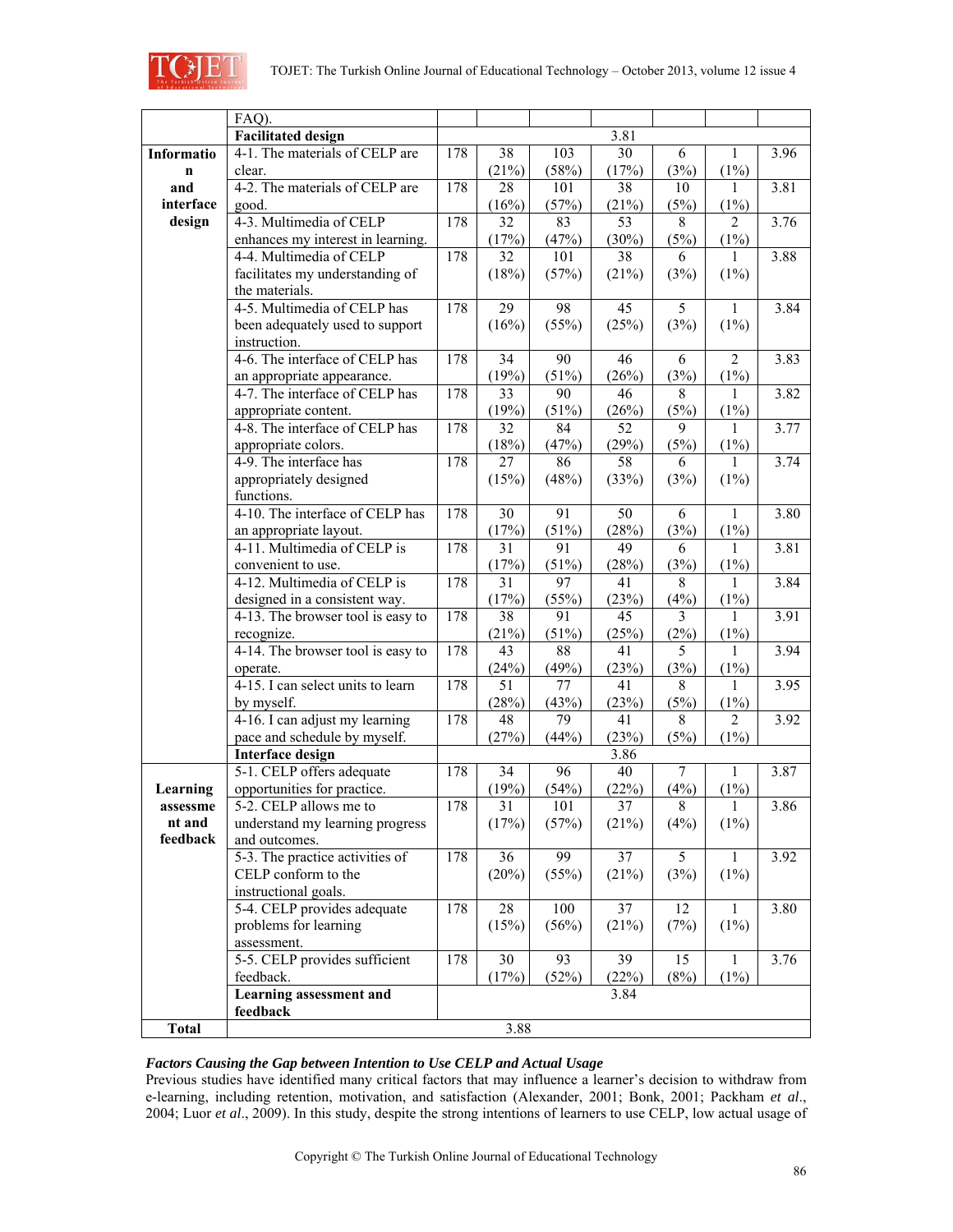| | FAQ). | | | | | | | |
|---|---|---|---|---|---|---|---|---|
| | **Facilitated design** | 3.81 | | | | | | |
| **Information and interface design** | 4-1. The materials of CELP are clear. | 178 | 38 (21%) | 103 (58%) | 30 (17%) | 6 (3%) | 1 (1%) | 3.96 |
| | 4-2. The materials of CELP are good. | 178 | 28 (16%) | 101 (57%) | 38 (21%) | 10 (5%) | 1 (1%) | 3.81 |
| | 4-3. Multimedia of CELP enhances my interest in learning. | 178 | 32 (17%) | 83 (47%) | 53 (30%) | 8 (5%) | 2 (1%) | 3.76 |
| | 4-4. Multimedia of CELP facilitates my understanding of the materials. | 178 | 32 (18%) | 101 (57%) | 38 (21%) | 6 (3%) | 1 (1%) | 3.88 |
| | 4-5. Multimedia of CELP has been adequately used to support instruction. | 178 | 29 (16%) | 98 (55%) | 45 (25%) | 5 (3%) | 1 (1%) | 3.84 |
| | 4-6. The interface of CELP has an appropriate appearance. | 178 | 34 (19%) | 90 (51%) | 46 (26%) | 6 (3%) | 2 (1%) | 3.83 |
| | 4-7. The interface of CELP has appropriate content. | 178 | 33 (19%) | 90 (51%) | 46 (26%) | 8 (5%) | 1 (1%) | 3.82 |
| | 4-8. The interface of CELP has appropriate colors. | 178 | 32 (18%) | 84 (47%) | 52 (29%) | 9 (5%) | 1 (1%) | 3.77 |
| | 4-9. The interface has appropriately designed functions. | 178 | 27 (15%) | 86 (48%) | 58 (33%) | 6 (3%) | 1 (1%) | 3.74 |
| | 4-10. The interface of CELP has an appropriate layout. | 178 | 30 (17%) | 91 (51%) | 50 (28%) | 6 (3%) | 1 (1%) | 3.80 |
| | 4-11. Multimedia of CELP is convenient to use. | 178 | 31 (17%) | 91 (51%) | 49 (28%) | 6 (3%) | 1 (1%) | 3.81 |
| | 4-12. Multimedia of CELP is designed in a consistent way. | 178 | 31 (17%) | 97 (55%) | 41 (23%) | 8 (4%) | 1 (1%) | 3.84 |
| | 4-13. The browser tool is easy to recognize. | 178 | 38 (21%) | 91 (51%) | 45 (25%) | 3 (2%) | 1 (1%) | 3.91 |
| | 4-14. The browser tool is easy to operate. | 178 | 43 (24%) | 88 (49%) | 41 (23%) | 5 (3%) | 1 (1%) | 3.94 |
| | 4-15. I can select units to learn by myself. | 178 | 51 (28%) | 77 (43%) | 41 (23%) | 8 (5%) | 1 (1%) | 3.95 |
| | 4-16. I can adjust my learning pace and schedule by myself. | 178 | 48 (27%) | 79 (44%) | 41 (23%) | 8 (5%) | 2 (1%) | 3.92 |
| | **Interface design** | 3.86 | | | | | | |
| **Learning assessment and feedback** | 5-1. CELP offers adequate opportunities for practice. | 178 | 34 (19%) | 96 (54%) | 40 (22%) | 7 (4%) | 1 (1%) | 3.87 |
| | 5-2. CELP allows me to understand my learning progress and outcomes. | 178 | 31 (17%) | 101 (57%) | 37 (21%) | 8 (4%) | 1 (1%) | 3.86 |
| | 5-3. The practice activities of CELP conform to the instructional goals. | 178 | 36 (20%) | 99 (55%) | 37 (21%) | 5 (3%) | 1 (1%) | 3.92 |
| | 5-4. CELP provides adequate problems for learning assessment. | 178 | 28 (15%) | 100 (56%) | 37 (21%) | 12 (7%) | 1 (1%) | 3.80 |
| | 5-5. CELP provides sufficient feedback. | 178 | 30 (17%) | 93 (52%) | 39 (22%) | 15 (8%) | 1 (1%) | 3.76 |
| | **Learning assessment and feedback** | 3.84 | | | | | | |
| **Total** | 3.88 | | | | | | | |

***Factors Causing the Gap between Intention to Use CELP and Actual Usage***

Previous studies have identified many critical factors that may influence a learner's decision to withdraw from e-learning, including retention, motivation, and satisfaction (Alexander, 2001; Bonk, 2001; Packham *et al*., 2004; Luor *et al*., 2009). In this study, despite the strong intentions of learners to use CELP, low actual usage of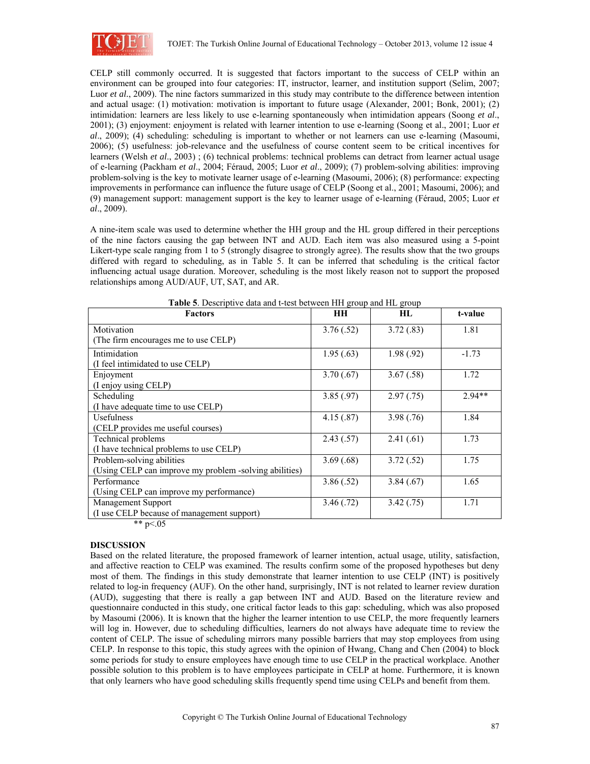CELP still commonly occurred. It is suggested that factors important to the success of CELP within an environment can be grouped into four categories: IT, instructor, learner, and institution support (Selim, 2007; Luor *et al*., 2009). The nine factors summarized in this study may contribute to the difference between intention and actual usage: (1) motivation: motivation is important to future usage (Alexander, 2001; Bonk, 2001); (2) intimidation: learners are less likely to use e-learning spontaneously when intimidation appears (Soong *et al*., 2001); (3) enjoyment: enjoyment is related with learner intention to use e-learning (Soong et al., 2001; Luor *et al*., 2009); (4) scheduling: scheduling is important to whether or not learners can use e-learning (Masoumi, 2006); (5) usefulness: job-relevance and the usefulness of course content seem to be critical incentives for learners (Welsh *et al*., 2003) ; (6) technical problems: technical problems can detract from learner actual usage of e-learning (Packham *et al*., 2004; Féraud, 2005; Luor *et al*., 2009); (7) problem-solving abilities: improving problem-solving is the key to motivate learner usage of e-learning (Masoumi, 2006); (8) performance: expecting improvements in performance can influence the future usage of CELP (Soong et al., 2001; Masoumi, 2006); and (9) management support: management support is the key to learner usage of e-learning (Féraud, 2005; Luor *et al*., 2009).

A nine-item scale was used to determine whether the HH group and the HL group differed in their perceptions of the nine factors causing the gap between INT and AUD. Each item was also measured using a 5-point Likert-type scale ranging from 1 to 5 (strongly disagree to strongly agree). The results show that the two groups differed with regard to scheduling, as in Table 5. It can be inferred that scheduling is the critical factor influencing actual usage duration. Moreover, scheduling is the most likely reason not to support the proposed relationships among AUD/AUF, UT, SAT, and AR.

**Table 5**. Descriptive data and t-test between HH group and HL group

| Factors | HH | HL | t-value |
|---|---|---|---|
| Motivation (The firm encourages me to use CELP) | 3.76 (.52) | 3.72 (.83) | 1.81 |
| Intimidation (I feel intimidated to use CELP) | 1.95 (.63) | 1.98 (.92) | -1.73 |
| Enjoyment (I enjoy using CELP) | 3.70 (.67) | 3.67 (.58) | 1.72 |
| Scheduling (I have adequate time to use CELP) | 3.85 (.97) | 2.97 (.75) | 2.94** |
| Usefulness (CELP provides me useful courses) | 4.15 (.87) | 3.98 (.76) | 1.84 |
| Technical problems (I have technical problems to use CELP) | 2.43 (.57) | 2.41 (.61) | 1.73 |
| Problem-solving abilities (Using CELP can improve my problem -solving abilities) | 3.69 (.68) | 3.72 (.52) | 1.75 |
| Performance (Using CELP can improve my performance) | 3.86 (.52) | 3.84 (.67) | 1.65 |
| Management Support (I use CELP because of management support) | 3.46 (.72) | 3.42 (.75) | 1.71 |

** $p<.05$

**DISCUSSION**

Based on the related literature, the proposed framework of learner intention, actual usage, utility, satisfaction, and affective reaction to CELP was examined. The results confirm some of the proposed hypotheses but deny most of them. The findings in this study demonstrate that learner intention to use CELP (INT) is positively related to log-in frequency (AUF). On the other hand, surprisingly, INT is not related to learner review duration (AUD), suggesting that there is really a gap between INT and AUD. Based on the literature review and questionnaire conducted in this study, one critical factor leads to this gap: scheduling, which was also proposed by Masoumi (2006). It is known that the higher the learner intention to use CELP, the more frequently learners will log in. However, due to scheduling difficulties, learners do not always have adequate time to review the content of CELP. The issue of scheduling mirrors many possible barriers that may stop employees from using CELP. In response to this topic, this study agrees with the opinion of Hwang, Chang and Chen (2004) to block some periods for study to ensure employees have enough time to use CELP in the practical workplace. Another possible solution to this problem is to have employees participate in CELP at home. Furthermore, it is known that only learners who have good scheduling skills frequently spend time using CELPs and benefit from them.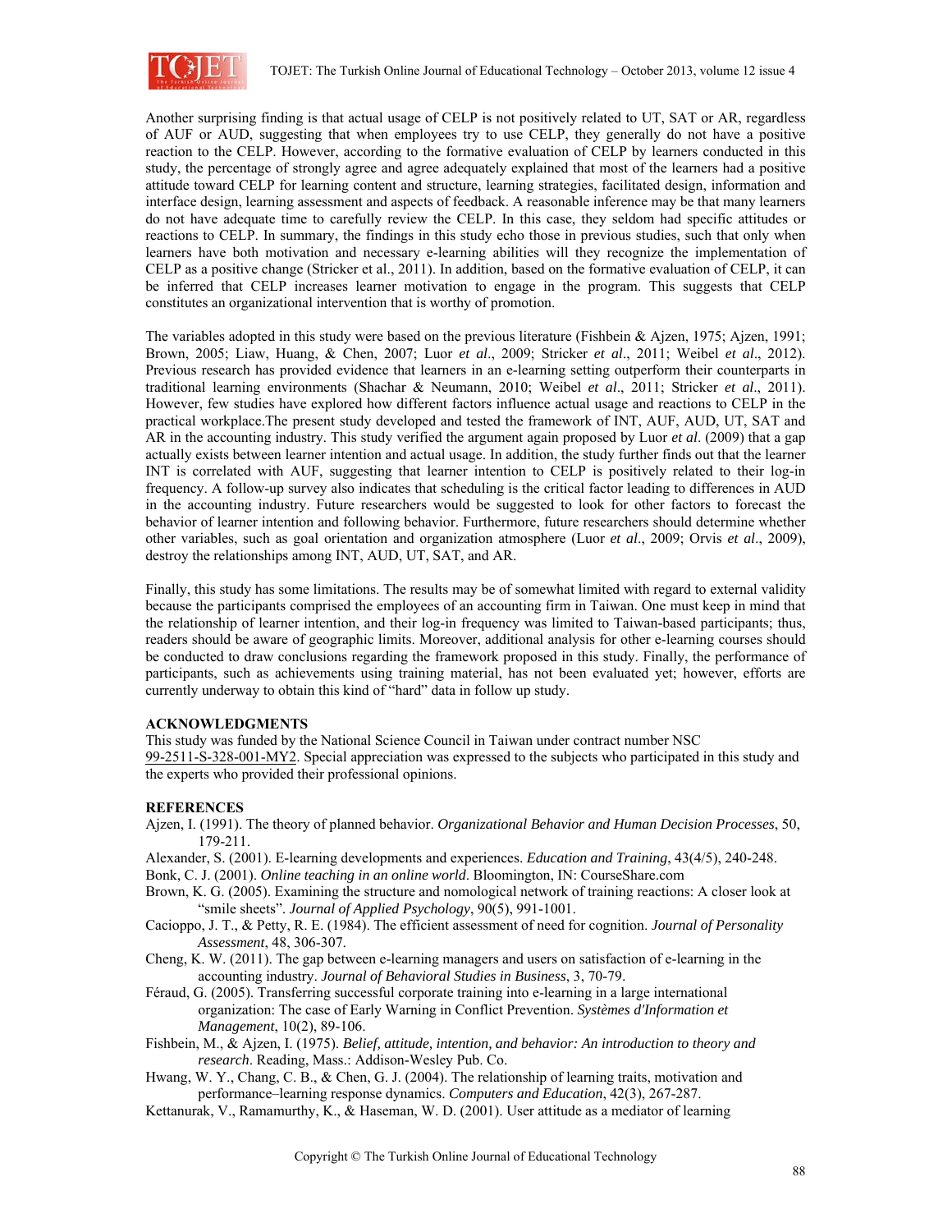Another surprising finding is that actual usage of CELP is not positively related to UT, SAT or AR, regardless of AUF or AUD, suggesting that when employees try to use CELP, they generally do not have a positive reaction to the CELP. However, according to the formative evaluation of CELP by learners conducted in this study, the percentage of strongly agree and agree adequately explained that most of the learners had a positive attitude toward CELP for learning content and structure, learning strategies, facilitated design, information and interface design, learning assessment and aspects of feedback. A reasonable inference may be that many learners do not have adequate time to carefully review the CELP. In this case, they seldom had specific attitudes or reactions to CELP. In summary, the findings in this study echo those in previous studies, such that only when learners have both motivation and necessary e-learning abilities will they recognize the implementation of CELP as a positive change (Stricker et al., 2011). In addition, based on the formative evaluation of CELP, it can be inferred that CELP increases learner motivation to engage in the program. This suggests that CELP constitutes an organizational intervention that is worthy of promotion.

The variables adopted in this study were based on the previous literature (Fishbein & Ajzen, 1975; Ajzen, 1991; Brown, 2005; Liaw, Huang, & Chen, 2007; Luor *et al*., 2009; Stricker *et al*., 2011; Weibel *et al*., 2012). Previous research has provided evidence that learners in an e-learning setting outperform their counterparts in traditional learning environments (Shachar & Neumann, 2010; Weibel *et al*., 2011; Stricker *et al*., 2011). However, few studies have explored how different factors influence actual usage and reactions to CELP in the practical workplace.The present study developed and tested the framework of INT, AUF, AUD, UT, SAT and AR in the accounting industry. This study verified the argument again proposed by Luor *et al*. (2009) that a gap actually exists between learner intention and actual usage. In addition, the study further finds out that the learner INT is correlated with AUF, suggesting that learner intention to CELP is positively related to their log-in frequency. A follow-up survey also indicates that scheduling is the critical factor leading to differences in AUD in the accounting industry. Future researchers would be suggested to look for other factors to forecast the behavior of learner intention and following behavior. Furthermore, future researchers should determine whether other variables, such as goal orientation and organization atmosphere (Luor *et al*., 2009; Orvis *et al*., 2009), destroy the relationships among INT, AUD, UT, SAT, and AR.

Finally, this study has some limitations. The results may be of somewhat limited with regard to external validity because the participants comprised the employees of an accounting firm in Taiwan. One must keep in mind that the relationship of learner intention, and their log-in frequency was limited to Taiwan-based participants; thus, readers should be aware of geographic limits. Moreover, additional analysis for other e-learning courses should be conducted to draw conclusions regarding the framework proposed in this study. Finally, the performance of participants, such as achievements using training material, has not been evaluated yet; however, efforts are currently underway to obtain this kind of "hard" data in follow up study.

## ACKNOWLEDGMENTS

This study was funded by the National Science Council in Taiwan under contract number NSC 99-2511-S-328-001-MY2. Special appreciation was expressed to the subjects who participated in this study and the experts who provided their professional opinions.

## REFERENCES

Ajzen, I. (1991). The theory of planned behavior. *Organizational Behavior and Human Decision Processes*, 50, 179-211.

Alexander, S. (2001). E-learning developments and experiences. *Education and Training*, 43(4/5), 240-248.

Bonk, C. J. (2001). *Online teaching in an online world*. Bloomington, IN: CourseShare.com

Brown, K. G. (2005). Examining the structure and nomological network of training reactions: A closer look at "smile sheets". *Journal of Applied Psychology*, 90(5), 991-1001.

Cacioppo, J. T., & Petty, R. E. (1984). The efficient assessment of need for cognition. *Journal of Personality Assessment*, 48, 306-307.

Cheng, K. W. (2011). The gap between e-learning managers and users on satisfaction of e-learning in the accounting industry. *Journal of Behavioral Studies in Business*, 3, 70-79.

Féraud, G. (2005). Transferring successful corporate training into e-learning in a large international organization: The case of Early Warning in Conflict Prevention. *Systèmes d'Information et Management*, 10(2), 89-106.

Fishbein, M., & Ajzen, I. (1975). *Belief, attitude, intention, and behavior: An introduction to theory and research*. Reading, Mass.: Addison-Wesley Pub. Co.

Hwang, W. Y., Chang, C. B., & Chen, G. J. (2004). The relationship of learning traits, motivation and performance–learning response dynamics. *Computers and Education*, 42(3), 267-287.

Kettanurak, V., Ramamurthy, K., & Haseman, W. D. (2001). User attitude as a mediator of learning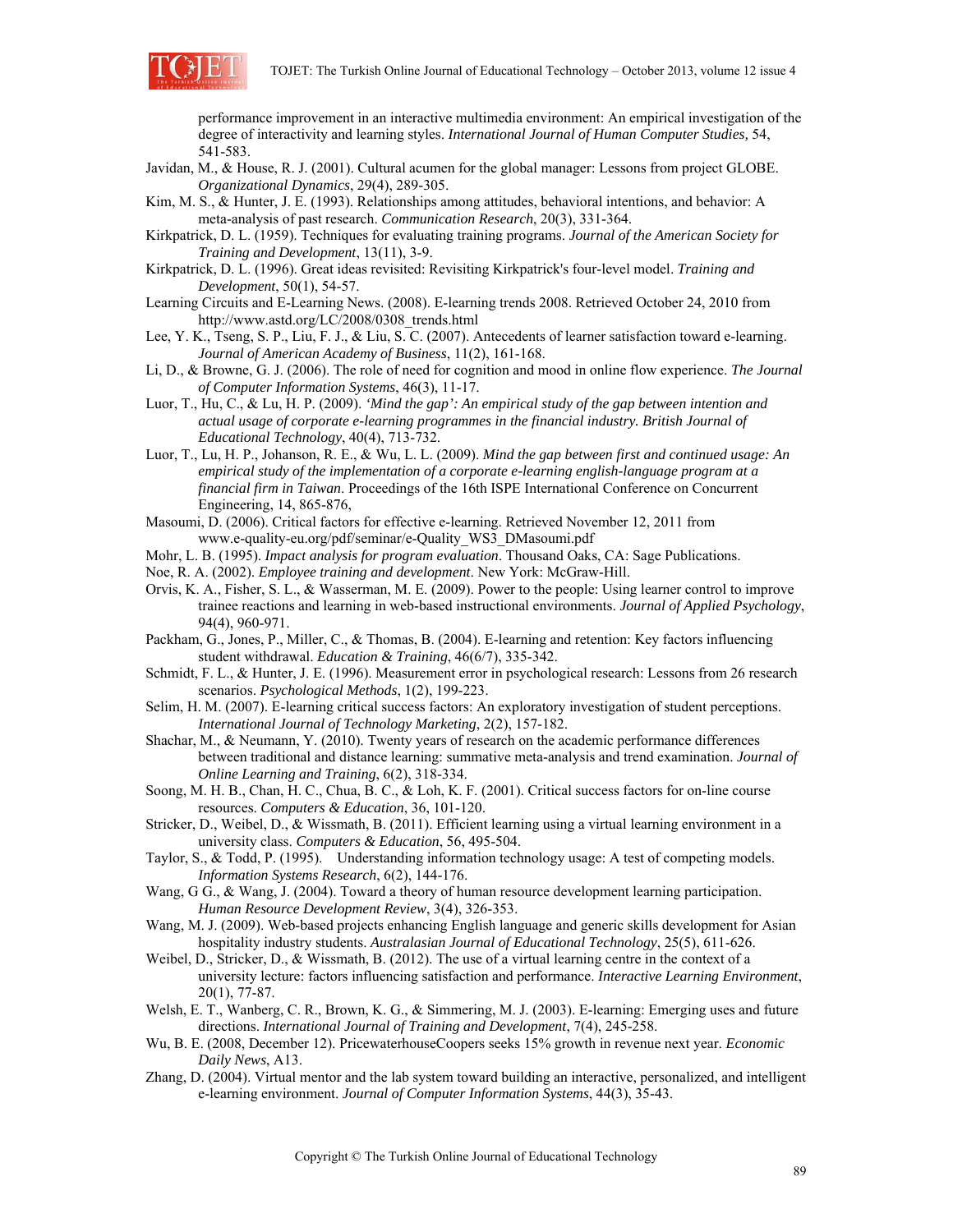performance improvement in an interactive multimedia environment: An empirical investigation of the degree of interactivity and learning styles. *International Journal of Human Computer Studies,* 54, 541-583.

Javidan, M., & House, R. J. (2001). Cultural acumen for the global manager: Lessons from project GLOBE. *Organizational Dynamics*, 29(4), 289-305.

Kim, M. S., & Hunter, J. E. (1993). Relationships among attitudes, behavioral intentions, and behavior: A meta-analysis of past research. *Communication Research*, 20(3), 331-364.

Kirkpatrick, D. L. (1959). Techniques for evaluating training programs. *Journal of the American Society for Training and Development*, 13(11), 3-9.

Kirkpatrick, D. L. (1996). Great ideas revisited: Revisiting Kirkpatrick's four-level model. *Training and Development*, 50(1), 54-57.

Learning Circuits and E-Learning News. (2008). E-learning trends 2008. Retrieved October 24, 2010 from http://www.astd.org/LC/2008/0308_trends.html

Lee, Y. K., Tseng, S. P., Liu, F. J., & Liu, S. C. (2007). Antecedents of learner satisfaction toward e-learning. *Journal of American Academy of Business*, 11(2), 161-168.

Li, D., & Browne, G. J. (2006). The role of need for cognition and mood in online flow experience. *The Journal of Computer Information Systems*, 46(3), 11-17.

Luor, T., Hu, C., & Lu, H. P. (2009). *'Mind the gap': An empirical study of the gap between intention and actual usage of corporate e-learning programmes in the financial industry. British Journal of Educational Technology*, 40(4), 713-732.

Luor, T., Lu, H. P., Johanson, R. E., & Wu, L. L. (2009). *Mind the gap between first and continued usage: An empirical study of the implementation of a corporate e-learning english-language program at a financial firm in Taiwan*. Proceedings of the 16th ISPE International Conference on Concurrent Engineering, 14, 865-876,

Masoumi, D. (2006). Critical factors for effective e-learning. Retrieved November 12, 2011 from www.e-quality-eu.org/pdf/seminar/e-Quality_WS3_DMasoumi.pdf

Mohr, L. B. (1995). *Impact analysis for program evaluation*. Thousand Oaks, CA: Sage Publications.

Noe, R. A. (2002). *Employee training and development*. New York: McGraw-Hill.

Orvis, K. A., Fisher, S. L., & Wasserman, M. E. (2009). Power to the people: Using learner control to improve trainee reactions and learning in web-based instructional environments. *Journal of Applied Psychology*, 94(4), 960-971.

Packham, G., Jones, P., Miller, C., & Thomas, B. (2004). E-learning and retention: Key factors influencing student withdrawal. *Education & Training*, 46(6/7), 335-342.

Schmidt, F. L., & Hunter, J. E. (1996). Measurement error in psychological research: Lessons from 26 research scenarios. *Psychological Methods*, 1(2), 199-223.

Selim, H. M. (2007). E-learning critical success factors: An exploratory investigation of student perceptions. *International Journal of Technology Marketing*, 2(2), 157-182.

Shachar, M., & Neumann, Y. (2010). Twenty years of research on the academic performance differences between traditional and distance learning: summative meta-analysis and trend examination. *Journal of Online Learning and Training*, 6(2), 318-334.

Soong, M. H. B., Chan, H. C., Chua, B. C., & Loh, K. F. (2001). Critical success factors for on-line course resources. *Computers & Education*, 36, 101-120.

Stricker, D., Weibel, D., & Wissmath, B. (2011). Efficient learning using a virtual learning environment in a university class. *Computers & Education*, 56, 495-504.

Taylor, S., & Todd, P. (1995). Understanding information technology usage: A test of competing models. *Information Systems Research*, 6(2), 144-176.

Wang, G G., & Wang, J. (2004). Toward a theory of human resource development learning participation. *Human Resource Development Review*, 3(4), 326-353.

Wang, M. J. (2009). Web-based projects enhancing English language and generic skills development for Asian hospitality industry students. *Australasian Journal of Educational Technology*, 25(5), 611-626.

Weibel, D., Stricker, D., & Wissmath, B. (2012). The use of a virtual learning centre in the context of a university lecture: factors influencing satisfaction and performance. *Interactive Learning Environment*, 20(1), 77-87.

Welsh, E. T., Wanberg, C. R., Brown, K. G., & Simmering, M. J. (2003). E-learning: Emerging uses and future directions. *International Journal of Training and Development*, 7(4), 245-258.

Wu, B. E. (2008, December 12). PricewaterhouseCoopers seeks 15% growth in revenue next year. *Economic Daily News*, A13.

Zhang, D. (2004). Virtual mentor and the lab system toward building an interactive, personalized, and intelligent e-learning environment. *Journal of Computer Information Systems*, 44(3), 35-43.